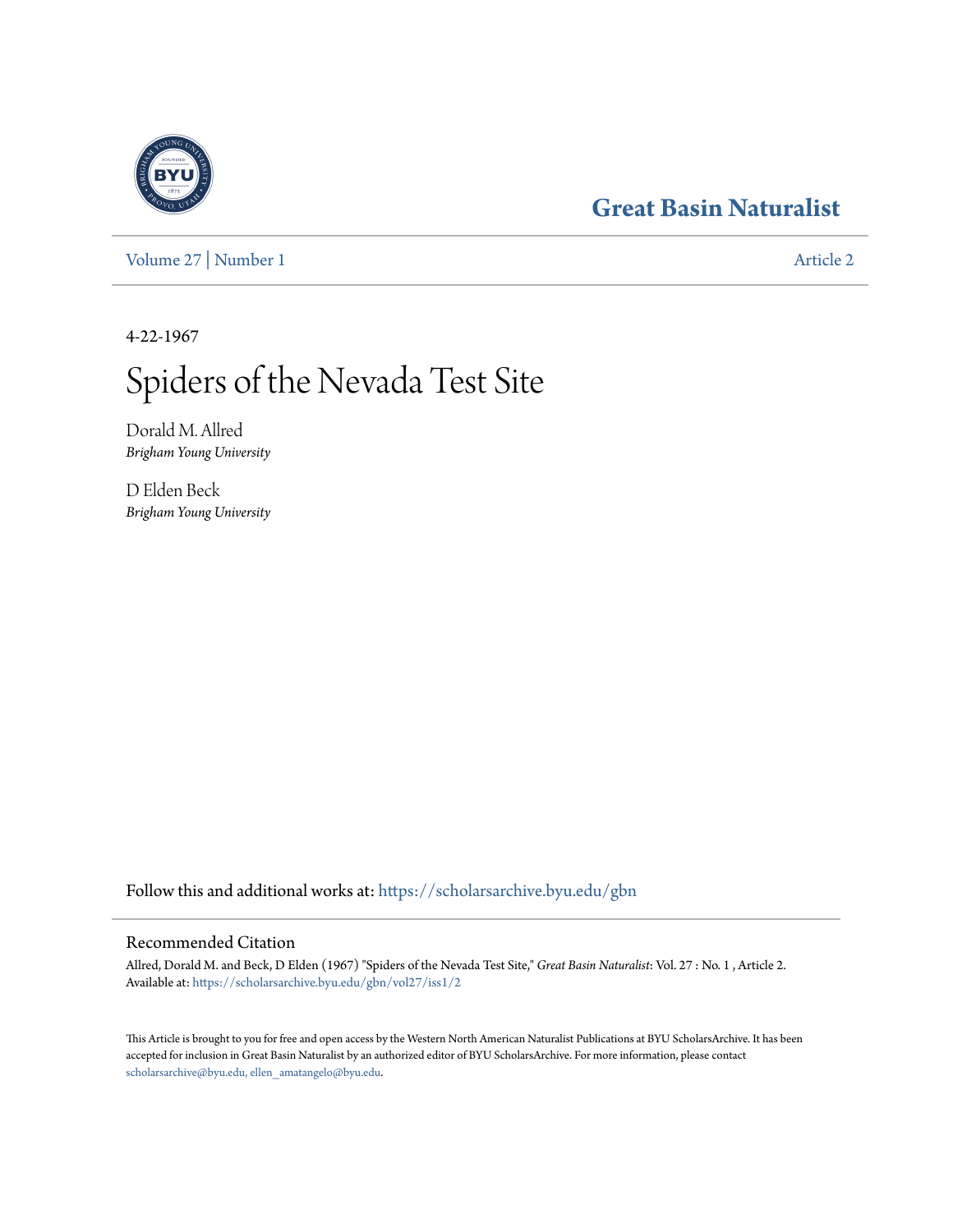Great Basin Naturalist

Volume 27 | Number 1 Article 2

4-22-1967

# Spiders of the Nevada Test Site

Dorald M. Allred
*Brigham Young University*

D Elden Beck
*Brigham Young University*

Follow this and additional works at: https://scholarsarchive.byu.edu/gbn

## Recommended Citation

Allred, Dorald M. and Beck, D Elden (1967) "Spiders of the Nevada Test Site," *Great Basin Naturalist*: Vol. 27 : No. 1 , Article 2.
Available at: https://scholarsarchive.byu.edu/gbn/vol27/iss1/2

This Article is brought to you for free and open access by the Western North American Naturalist Publications at BYU ScholarsArchive. It has been accepted for inclusion in Great Basin Naturalist by an authorized editor of BYU ScholarsArchive. For more information, please contact scholarsarchive@byu.edu, ellen_amatangelo@byu.edu.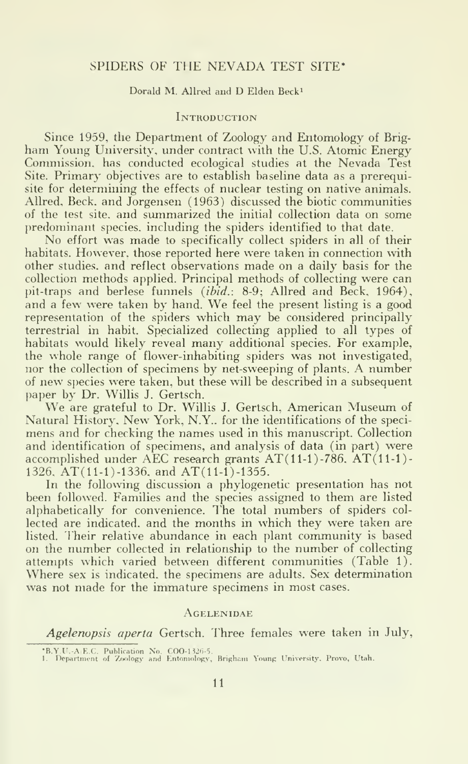# SPIDERS OF THE NEVADA TEST SITE*

Dorald M. Allred and D Elden Beck[1]

## Introduction

Since 1959, the Department of Zoology and Entomology of Brigham Young University, under contract with the U.S. Atomic Energy Commission, has conducted ecological studies at the Nevada Test Site. Primary objectives are to establish baseline data as a prerequisite for determining the effects of nuclear testing on native animals. Allred, Beck, and Jorgensen (1963) discussed the biotic communities of the test site, and summarized the initial collection data on some predominant species, including the spiders identified to that date.

No effort was made to specifically collect spiders in all of their habitats. However, those reported here were taken in connection with other studies, and reflect observations made on a daily basis for the collection methods applied. Principal methods of collecting were can pit-traps and berlese funnels (*ibid.*: 8-9; Allred and Beck, 1964), and a few were taken by hand. We feel the present listing is a good representation of the spiders which may be considered principally terrestrial in habit. Specialized collecting applied to all types of habitats would likely reveal many additional species. For example, the whole range of flower-inhabiting spiders was not investigated, nor the collection of specimens by net-sweeping of plants. A number of new species were taken, but these will be described in a subsequent paper by Dr. Willis J. Gertsch.

We are grateful to Dr. Willis J. Gertsch, American Museum of Natural History, New York, N.Y., for the identifications of the specimens and for checking the names used in this manuscript. Collection and identification of specimens, and analysis of data (in part) were accomplished under AEC research grants AT(11-1)-786, AT(11-1)-1326, AT(11-1)-1336, and AT(11-1)-1355.

In the following discussion a phylogenetic presentation has not been followed. Families and the species assigned to them are listed alphabetically for convenience. The total numbers of spiders collected are indicated, and the months in which they were taken are listed. Their relative abundance in each plant community is based on the number collected in relationship to the number of collecting attempts which varied between different communities (Table 1). Where sex is indicated, the specimens are adults. Sex determination was not made for the immature specimens in most cases.

## Agelenidae

*Agelenopsis aperta* Gertsch. Three females were taken in July,

*B.Y.U.-A.E.C. Publication No. COO-1326-5.

1. Department of Zoology and Entomology, Brigham Young University, Provo, Utah.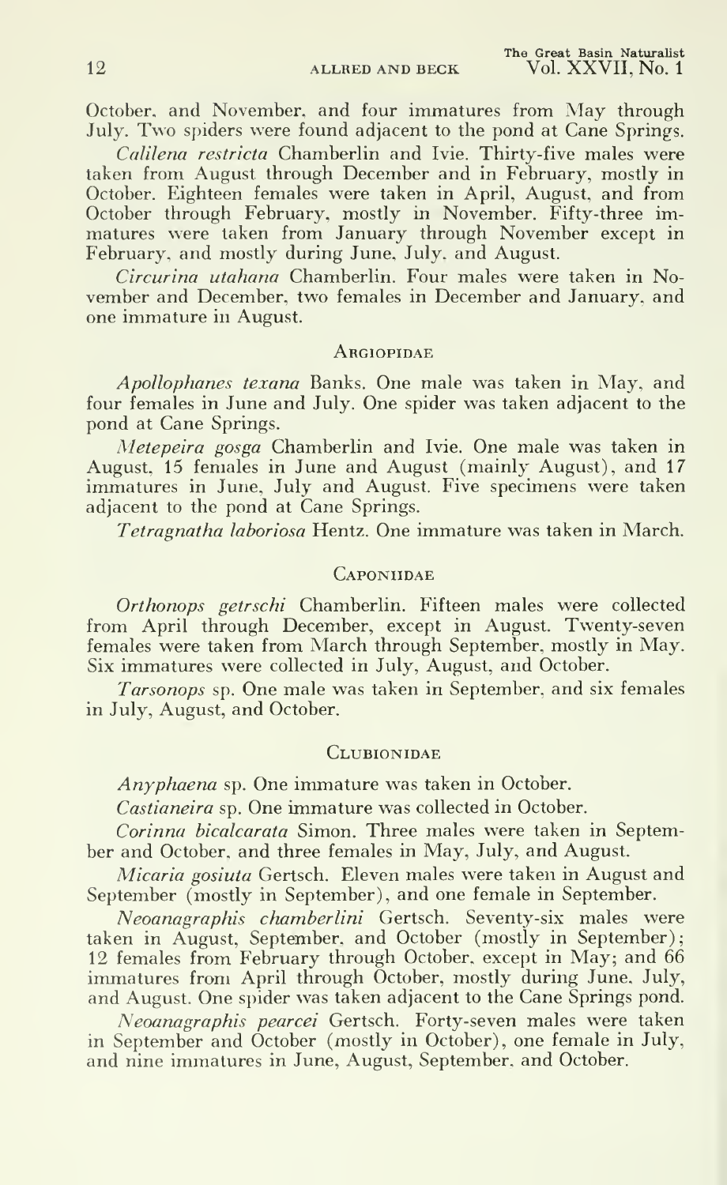October, and November, and four immatures from May through July. Two spiders were found adjacent to the pond at Cane Springs.

*Calilena restricta* Chamberlin and Ivie. Thirty-five males were taken from August through December and in February, mostly in October. Eighteen females were taken in April, August, and from October through February, mostly in November. Fifty-three immatures were taken from January through November except in February, and mostly during June, July, and August.

*Circurina utahana* Chamberlin. Four males were taken in November and December, two females in December and January, and one immature in August.

### Argiopidae

*Apollophanes texana* Banks. One male was taken in May, and four females in June and July. One spider was taken adjacent to the pond at Cane Springs.

*Metepeira gosga* Chamberlin and Ivie. One male was taken in August, 15 females in June and August (mainly August), and 17 immatures in June, July and August. Five specimens were taken adjacent to the pond at Cane Springs.

*Tetragnatha laboriosa* Hentz. One immature was taken in March.

### Caponiidae

*Orthonops getrschi* Chamberlin. Fifteen males were collected from April through December, except in August. Twenty-seven females were taken from March through September, mostly in May. Six immatures were collected in July, August, and October.

*Tarsonops* sp. One male was taken in September, and six females in July, August, and October.

### Clubionidae

*Anyphaena* sp. One immature was taken in October.

*Castianeira* sp. One immature was collected in October.

*Corinna bicalcarata* Simon. Three males were taken in September and October, and three females in May, July, and August.

*Micaria gosiuta* Gertsch. Eleven males were taken in August and September (mostly in September), and one female in September.

*Neoanagraphis chamberlini* Gertsch. Seventy-six males were taken in August, September, and October (mostly in September); 12 females from February through October, except in May; and 66 immatures from April through October, mostly during June, July, and August. One spider was taken adjacent to the Cane Springs pond.

*Neoanagraphis pearcei* Gertsch. Forty-seven males were taken in September and October (mostly in October), one female in July, and nine immatures in June, August, September, and October.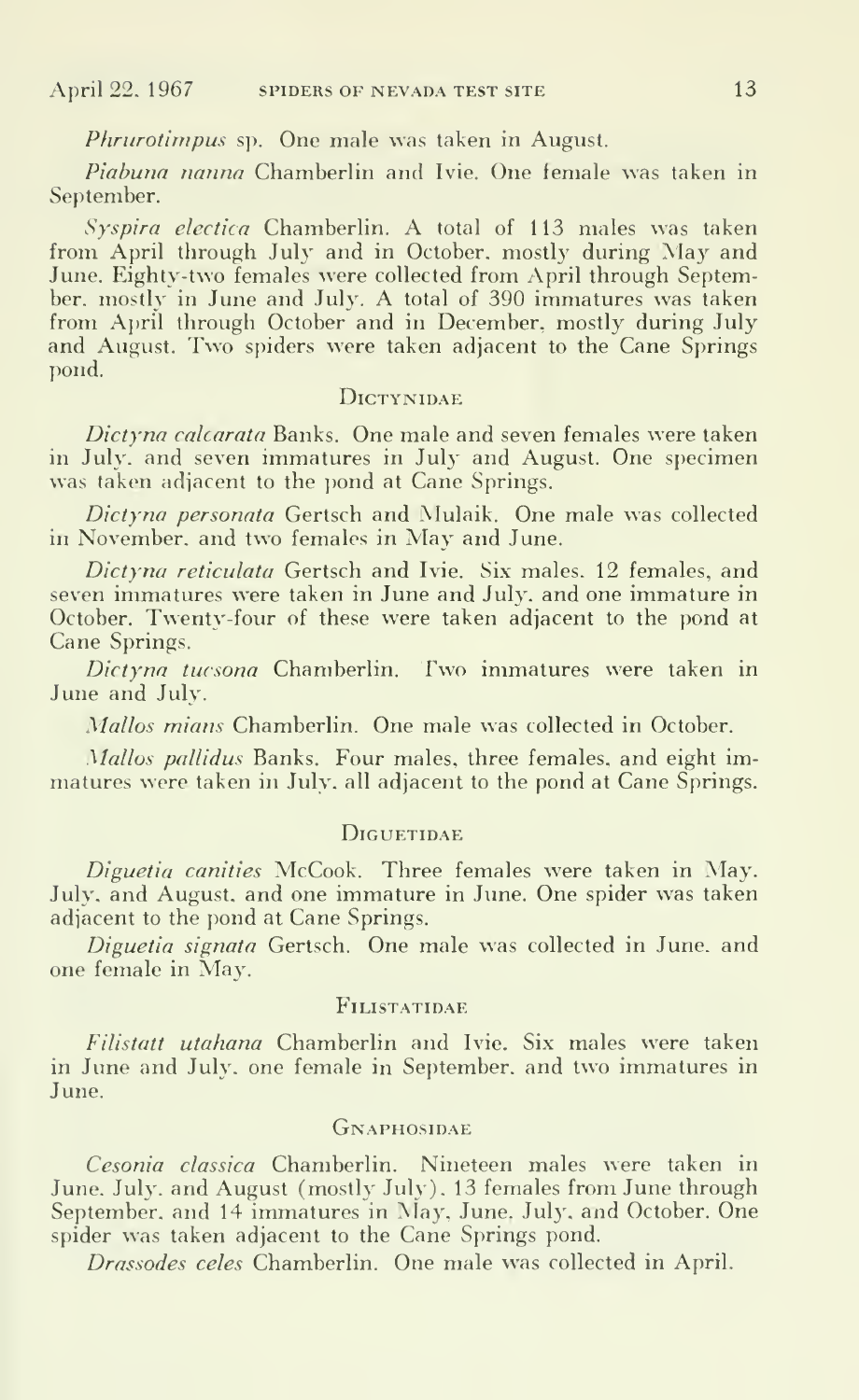*Phrurotimpus* sp. One male was taken in August.

*Piabuna nanna* Chamberlin and Ivie. One female was taken in September.

*Syspira electica* Chamberlin. A total of 113 males was taken from April through July and in October, mostly during May and June. Eighty-two females were collected from April through September, mostly in June and July. A total of 390 immatures was taken from April through October and in December, mostly during July and August. Two spiders were taken adjacent to the Cane Springs pond.

## Dictynidae

*Dictyna calcarata* Banks. One male and seven females were taken in July, and seven immatures in July and August. One specimen was taken adjacent to the pond at Cane Springs.

*Dictyna personata* Gertsch and Mulaik. One male was collected in November, and two females in May and June.

*Dictyna reticulata* Gertsch and Ivie. Six males, 12 females, and seven immatures were taken in June and July, and one immature in October. Twenty-four of these were taken adjacent to the pond at Cane Springs.

*Dictyna tucsona* Chamberlin. Two immatures were taken in June and July.

*Mallos mians* Chamberlin. One male was collected in October.

*Mallos pallidus* Banks. Four males, three females, and eight immatures were taken in July, all adjacent to the pond at Cane Springs.

## Diguetidae

*Diguetia canities* McCook. Three females were taken in May, July, and August, and one immature in June. One spider was taken adjacent to the pond at Cane Springs.

*Diguetia signata* Gertsch. One male was collected in June, and one female in May.

## Filistatidae

*Filistatt utahana* Chamberlin and Ivie. Six males were taken in June and July, one female in September, and two immatures in June.

## Gnaphosidae

*Cesonia classica* Chamberlin. Nineteen males were taken in June, July, and August (mostly July), 13 females from June through September, and 14 immatures in May, June, July, and October. One spider was taken adjacent to the Cane Springs pond.

*Drassodes celes* Chamberlin. One male was collected in April.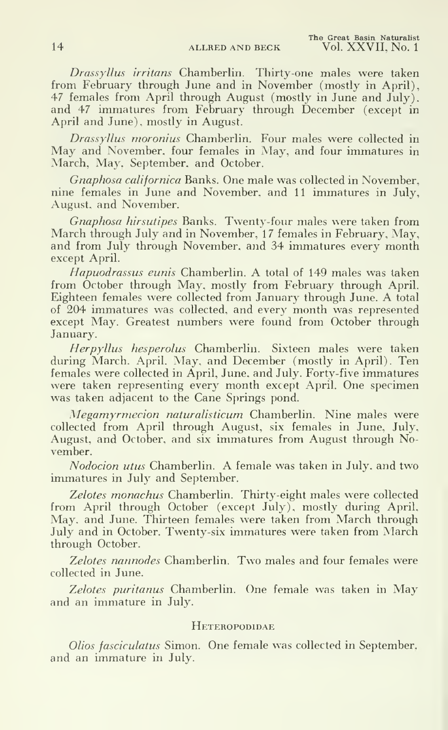*Drassyllus irritans* Chamberlin. Thirty-one males were taken from February through June and in November (mostly in April), 47 females from April through August (mostly in June and July), and 47 immatures from February through December (except in April and June), mostly in August.

*Drassyllus moronius* Chamberlin. Four males were collected in May and November, four females in May, and four immatures in March, May, September, and October.

*Gnaphosa californica* Banks. One male was collected in November, nine females in June and November, and 11 immatures in July, August, and November.

*Gnaphosa hirsutipes* Banks. Twenty-four males were taken from March through July and in November, 17 females in February, May, and from July through November, and 34 immatures every month except April.

*Hapuodrassus eunis* Chamberlin. A total of 149 males was taken from October through May, mostly from February through April. Eighteen females were collected from January through June. A total of 204 immatures was collected, and every month was represented except May. Greatest numbers were found from October through January.

*Herpyllus hesperolus* Chamberlin. Sixteen males were taken during March, April, May, and December (mostly in April). Ten females were collected in April, June, and July. Forty-five immatures were taken representing every month except April. One specimen was taken adjacent to the Cane Springs pond.

*Megamyrmecion naturalisticum* Chamberlin. Nine males were collected from April through August, six females in June, July, August, and October, and six immatures from August through November.

*Nodocion utus* Chamberlin. A female was taken in July, and two immatures in July and September.

*Zelotes monachus* Chamberlin. Thirty-eight males were collected from April through October (except July), mostly during April, May, and June. Thirteen females were taken from March through July and in October. Twenty-six immatures were taken from March through October.

*Zelotes nannodes* Chamberlin. Two males and four females were collected in June.

*Zelotes puritanus* Chamberlin. One female was taken in May and an immature in July.

## Heteropodidae

*Olios fasciculatus* Simon. One female was collected in September, and an immature in July.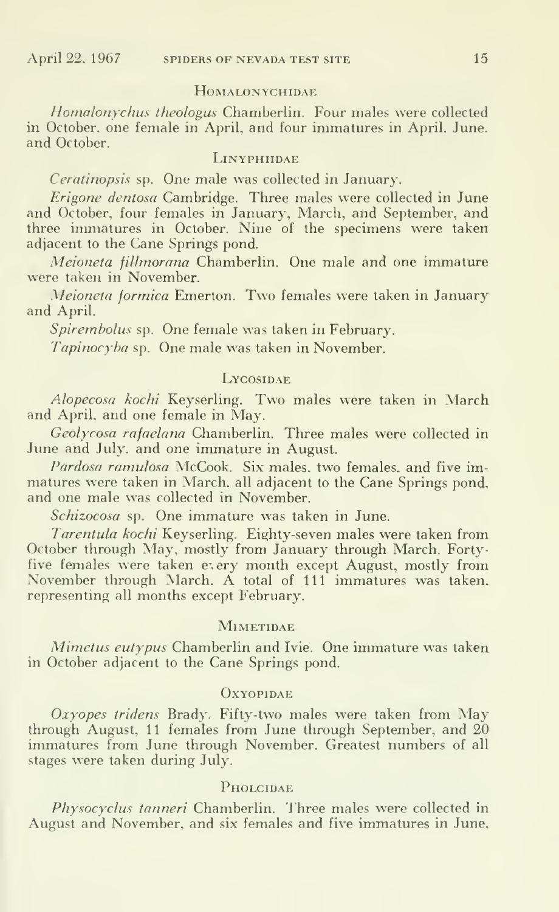## Homalonychidae

*Homalonychus theologus* Chamberlin. Four males were collected in October, one female in April, and four immatures in April, June, and October.

## Linyphiidae

*Ceratinopsis* sp. One male was collected in January.

*Erigone dentosa* Cambridge. Three males were collected in June and October, four females in January, March, and September, and three immatures in October. Nine of the specimens were taken adjacent to the Cane Springs pond.

*Meioneta fillmorana* Chamberlin. One male and one immature were taken in November.

*Meioneta formica* Emerton. Two females were taken in January and April.

*Spirembolus* sp. One female was taken in February.

*Tapinocyba* sp. One male was taken in November.

## Lycosidae

*Alopecosa kochi* Keyserling. Two males were taken in March and April, and one female in May.

*Geolycosa rafaelana* Chamberlin. Three males were collected in June and July, and one immature in August.

*Pardosa ramulosa* McCook. Six males, two females, and five immatures were taken in March, all adjacent to the Cane Springs pond, and one male was collected in November.

*Schizocosa* sp. One immature was taken in June.

*Tarentula kochi* Keyserling. Eighty-seven males were taken from October through May, mostly from January through March. Forty-five females were taken every month except August, mostly from November through March. A total of 111 immatures was taken, representing all months except February.

## Mimetidae

*Mimetus eutypus* Chamberlin and Ivie. One immature was taken in October adjacent to the Cane Springs pond.

## Oxyopidae

*Oxyopes tridens* Brady. Fifty-two males were taken from May through August, 11 females from June through September, and 20 immatures from June through November. Greatest numbers of all stages were taken during July.

## Pholcidae

*Physocyclus tanneri* Chamberlin. Three males were collected in August and November, and six females and five immatures in June,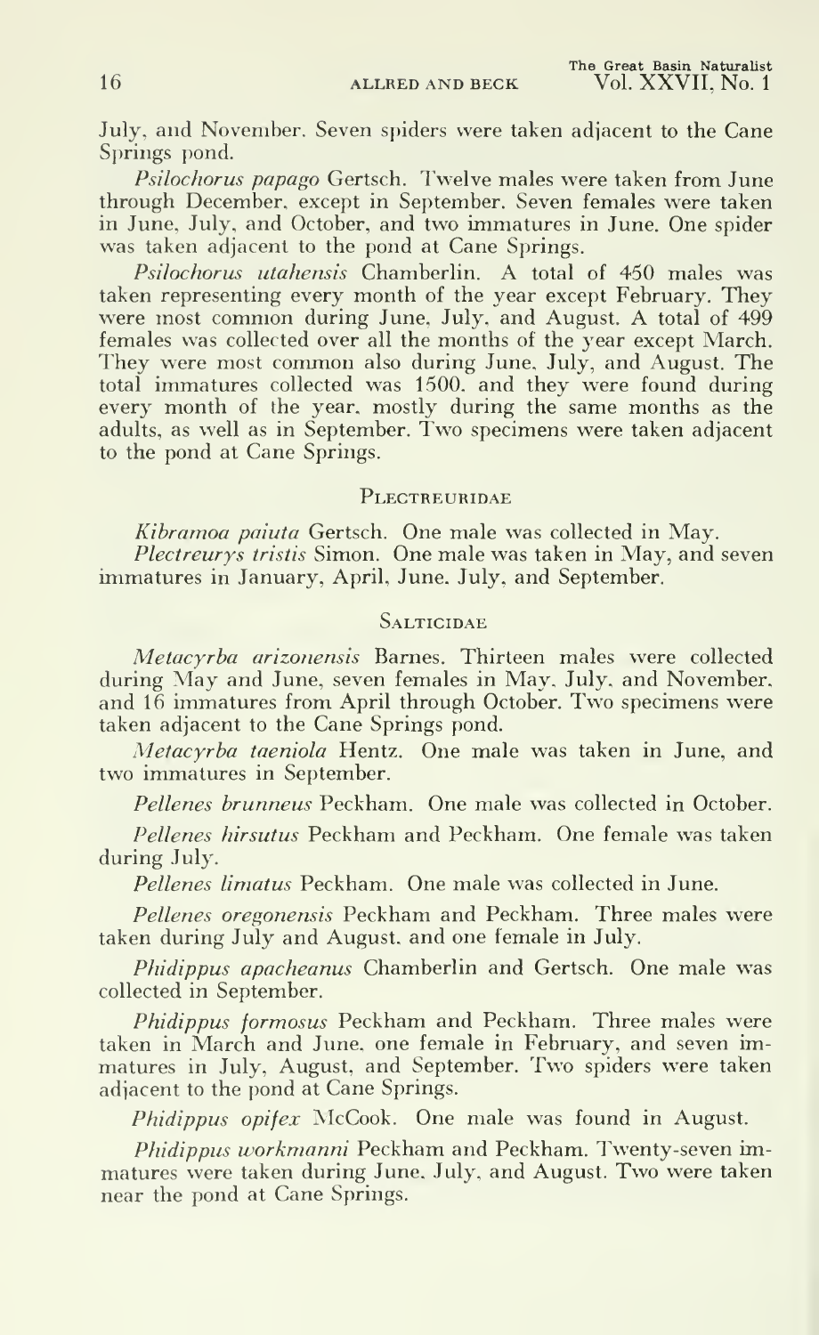July, and November. Seven spiders were taken adjacent to the Cane Springs pond.

*Psilochorus papago* Gertsch. Twelve males were taken from June through December, except in September. Seven females were taken in June, July, and October, and two immatures in June. One spider was taken adjacent to the pond at Cane Springs.

*Psilochorus utahensis* Chamberlin. A total of 450 males was taken representing every month of the year except February. They were most common during June, July, and August. A total of 499 females was collected over all the months of the year except March. They were most common also during June, July, and August. The total immatures collected was 1500, and they were found during every month of the year, mostly during the same months as the adults, as well as in September. Two specimens were taken adjacent to the pond at Cane Springs.

## Plectreuridae

*Kibramoa paiuta* Gertsch. One male was collected in May.

*Plectreurys tristis* Simon. One male was taken in May, and seven immatures in January, April, June, July, and September.

## Salticidae

*Metacyrba arizonensis* Barnes. Thirteen males were collected during May and June, seven females in May, July, and November, and 16 immatures from April through October. Two specimens were taken adjacent to the Cane Springs pond.

*Metacyrba taeniola* Hentz. One male was taken in June, and two immatures in September.

*Pellenes brunneus* Peckham. One male was collected in October.

*Pellenes hirsutus* Peckham and Peckham. One female was taken during July.

*Pellenes limatus* Peckham. One male was collected in June.

*Pellenes oregonensis* Peckham and Peckham. Three males were taken during July and August, and one female in July.

*Phidippus apacheanus* Chamberlin and Gertsch. One male was collected in September.

*Phidippus formosus* Peckham and Peckham. Three males were taken in March and June, one female in February, and seven immatures in July, August, and September. Two spiders were taken adjacent to the pond at Cane Springs.

*Phidippus opifex* McCook. One male was found in August.

*Phidippus workmanni* Peckham and Peckham. Twenty-seven immatures were taken during June, July, and August. Two were taken near the pond at Cane Springs.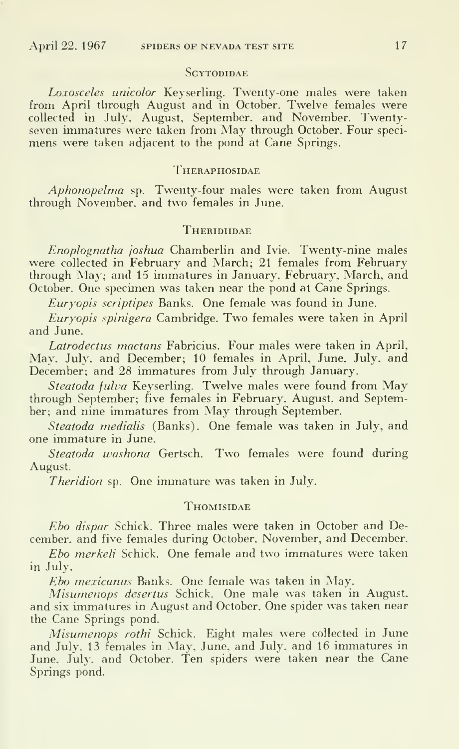### Scytodidae

*Loxosceles unicolor* Keyserling. Twenty-one males were taken from April through August and in October. Twelve females were collected in July, August, September, and November. Twenty-seven immatures were taken from May through October. Four specimens were taken adjacent to the pond at Cane Springs.

### Theraphosidae

*Aphonopelma* sp. Twenty-four males were taken from August through November, and two females in June.

### Theridiidae

*Enoplognatha joshua* Chamberlin and Ivie. Twenty-nine males were collected in February and March; 21 females from February through May; and 15 immatures in January, February, March, and October. One specimen was taken near the pond at Cane Springs.

*Euryopis scriptipes* Banks. One female was found in June.

*Euryopis spinigera* Cambridge. Two females were taken in April and June.

*Latrodectus mactans* Fabricius. Four males were taken in April, May, July, and December; 10 females in April, June, July, and December; and 28 immatures from July through January.

*Steatoda fulva* Keyserling. Twelve males were found from May through September; five females in February, August, and September; and nine immatures from May through September.

*Steatoda medialis* (Banks). One female was taken in July, and one immature in June.

*Steatoda washona* Gertsch. Two females were found during August.

*Theridion* sp. One immature was taken in July.

### Thomisidae

*Ebo dispar* Schick. Three males were taken in October and December, and five females during October, November, and December.

*Ebo merkeli* Schick. One female and two immatures were taken in July.

*Ebo mexicanus* Banks. One female was taken in May.

*Misumenops desertus* Schick. One male was taken in August, and six immatures in August and October. One spider was taken near the Cane Springs pond.

*Misumenops rothi* Schick. Eight males were collected in June and July, 13 females in May, June, and July, and 16 immatures in June, July, and October. Ten spiders were taken near the Cane Springs pond.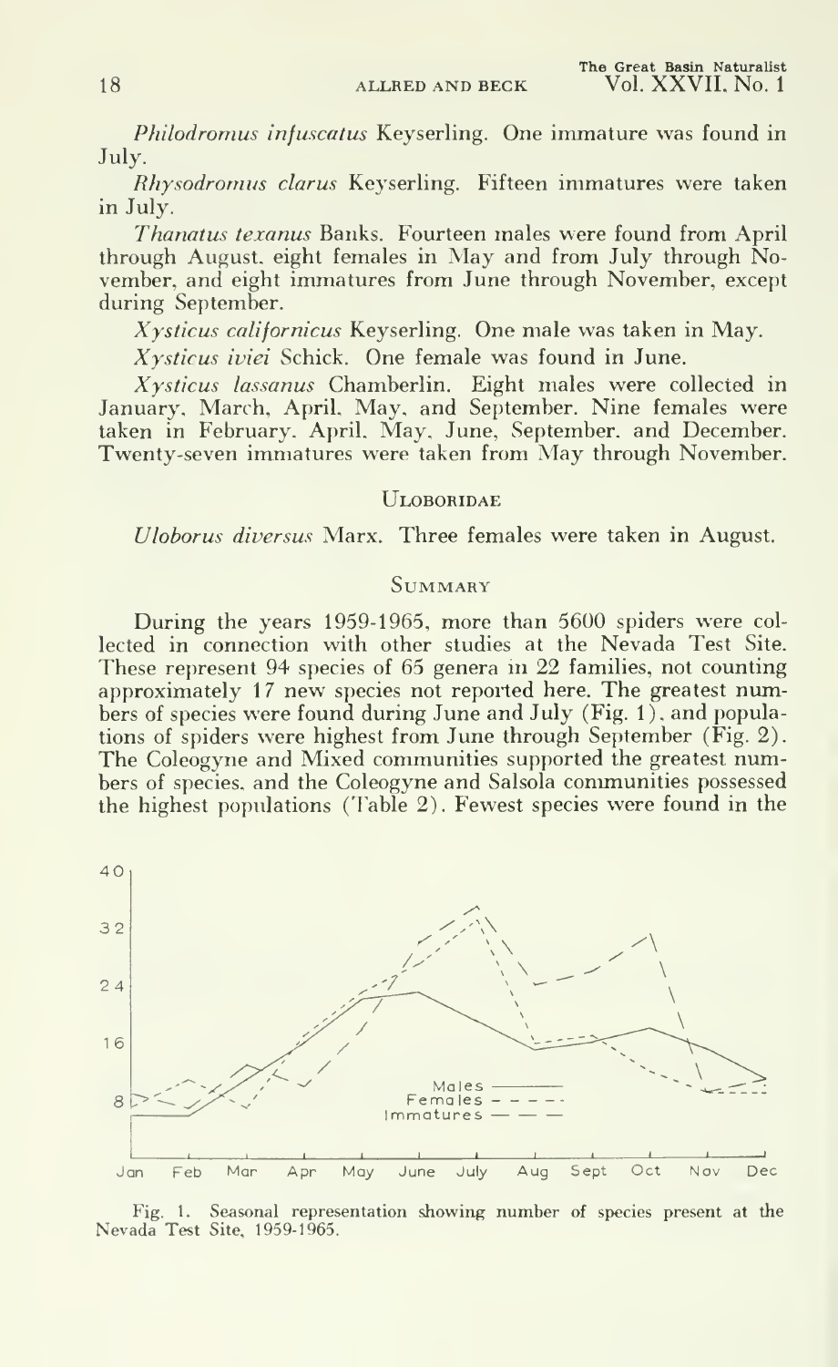*Philodromus infuscatus* Keyserling. One immature was found in July.

*Rhysodromus clarus* Keyserling. Fifteen immatures were taken in July.

*Thanatus texanus* Banks. Fourteen males were found from April through August, eight females in May and from July through November, and eight immatures from June through November, except during September.

*Xysticus californicus* Keyserling. One male was taken in May.

*Xysticus iviei* Schick. One female was found in June.

*Xysticus lassanus* Chamberlin. Eight males were collected in January, March, April, May, and September. Nine females were taken in February, April, May, June, September, and December. Twenty-seven immatures were taken from May through November.

## Uloboridae

*Uloborus diversus* Marx. Three females were taken in August.

## Summary

During the years 1959-1965, more than 5600 spiders were collected in connection with other studies at the Nevada Test Site. These represent 94 species of 65 genera in 22 families, not counting approximately 17 new species not reported here. The greatest numbers of species were found during June and July (Fig. 1), and populations of spiders were highest from June through September (Fig. 2). The Coleogyne and Mixed communities supported the greatest numbers of species, and the Coleogyne and Salsola communities possessed the highest populations (Table 2). Fewest species were found in the

Fig. 1. Seasonal representation showing number of species present at the Nevada Test Site, 1959-1965.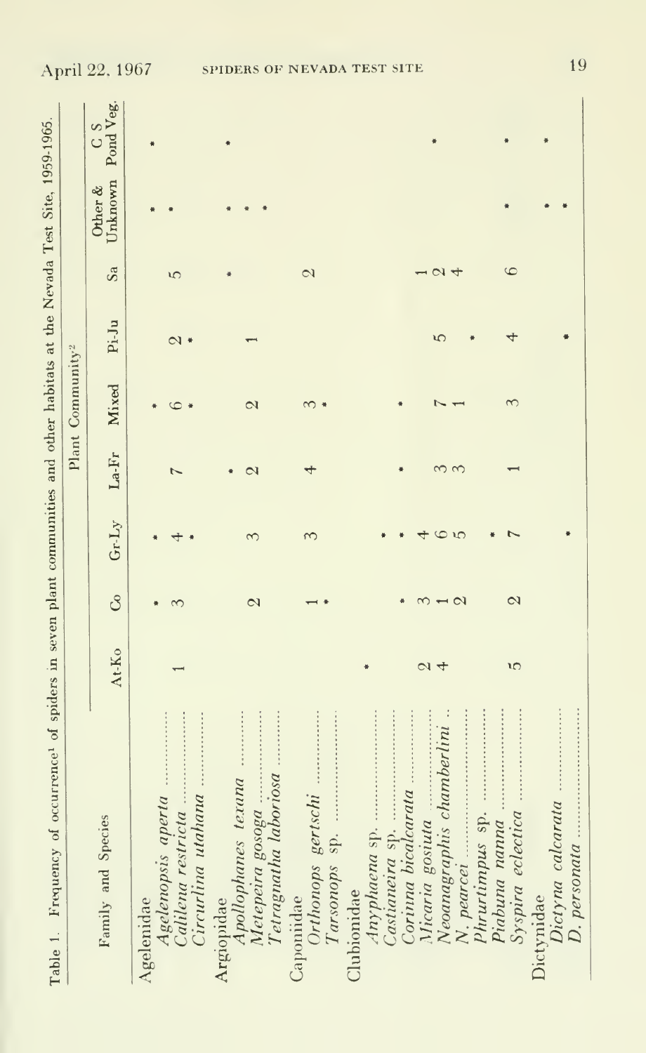Table 1. Frequency of occurrence[1] of spiders in seven plant communities and other habitats at the Nevada Test Site, 1959-1965.

| Family and Species | Plant Community[2] | | | | | | | | |
|---|---|---|---|---|---|---|---|---|---|
| | At-Ko | Co | Gr-Ly | La-Fr | Mixed | Pi-Ju | Sa | Other & Unknown | C S Pond Veg. |
| Agelenidae | | | | | | | | | |
| *Agelenopsis aperta* | | * | * | | * | | | * | * |
| *Calilena restricta* | 1 | 3 | 4 | 7 | 6 | 2 | 5 | * | |
| *Circurlina utahana* | | | * | | * | * | | | |
| Argiopidae | | | | | | | | | |
| *Apollophanes texana* | | | | * | | | * | * | * |
| *Metepeira gosoga* | | 2 | 3 | 2 | 2 | 1 | | * | |
| *Tetragnatha laboriosa* | | | | | | | | * | |
| Caponiidae | | | | | | | | | |
| *Orthonops gertschi* | | 1 | 3 | 4 | 3 | | 2 | | |
| *Tarsonops* sp. | | * | | | * | | | | |
| Clubionidae | * | | | | | | | | |
| *Anyphaena* sp. | | | * | | | | | | |
| *Castianeira* sp. | | * | * | * | * | | | | |
| *Corinna bicalcarata* | | | | | | | | | |
| *Micaria gosiuta* | | | | | | | | | |
| *Neoanagraphis chamberlini* | 2 | 3 | 4 | 3 | 7 | 5 | 1 | | * |
| *N. pearcei* | 4 | 1 | 6 | 3 | 1 | | 2 | | |
| *Phrurtimpus* sp. | | 2 | 5 | | | | 4 | | |
| *Piabuna nanna* | | | * | | | * | | | |
| *Syspira eclectica* | 5 | 2 | 7 | 1 | 3 | 4 | 6 | * | * |
| Dictynidae | | | | | | | | | |
| *Dictyna calcarata* | | | | | | | | * | * |
| *D. personata* | | | * | | | * | | * | |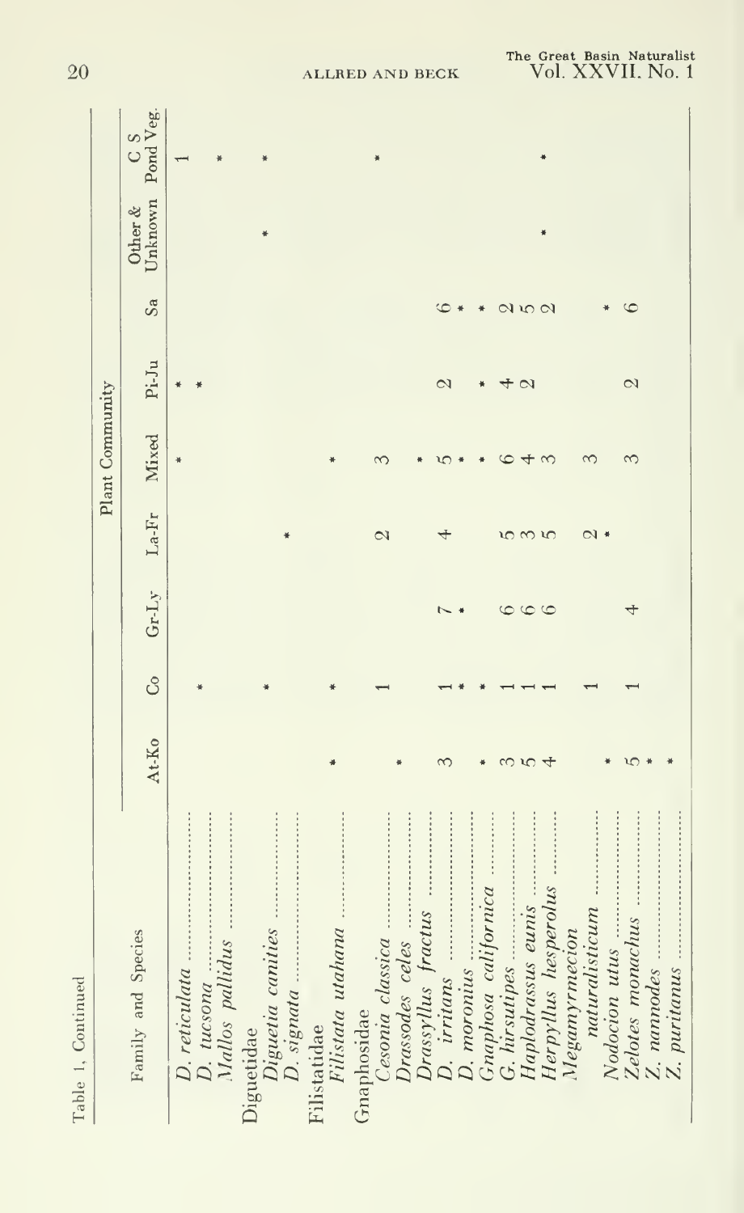Table 1, Continued

| Family and Species | Plant Community | | | | | | | | |
|---|---|---|---|---|---|---|---|---|---|
| | At-Ko | Co | Gr-Ly | La-Fr | Mixed | Pi-Ju | Sa | Other & Unknown | C S Pond Veg. |
| *D. reticulata* | | | | | * | * | | | 1 |
| *D. tucsona* | | * | | | | * | | | |
| *Mallos pallidus* | | | | | | | | | * |
| Diguetidae | | | | | | | | | |
| *Diguetia canities* | | * | | | | | | * | * |
| *D. signata* | | | | * | | | | | |
| Filistatidae | | | | | | | | | |
| *Filistata utahana* | * | * | | | * | | | | |
| Gnaphosidae | | | | | | | | | |
| *Cesonia classica* | | 1 | | 2 | 3 | | | | * |
| *Drassodes celes* | * | | | | | | | | |
| *Drassyllus fractus* | | | | | * | | | | |
| *D. irritans* | 3 | 1 | 7 | 4 | 5 | 2 | 6 | | |
| *D. moronius* | | * | * | | * | | * | | |
| *Gnaphosa californica* | * | * | | | * | * | * | | |
| *G. hirsutipes* | 3 | 1 | 6 | 5 | 6 | 4 | 2 | | |
| *Haplodrassus eunis* | 5 | 1 | 6 | 3 | 4 | 2 | 5 | | |
| *Herpyllus hesperolus* | 4 | 1 | 6 | 5 | 3 | | 2 | * | * |
| *Megamyrmecion naturalisticum* | | 1 | | 2 | 3 | | | | |
| *Nodocion utus* | * | | | * | | | * | | |
| *Zelotes monachus* | 5 | 1 | 4 | | 3 | 2 | 6 | | |
| *Z. nannodes* | * | | | | | | | | |
| *Z. puritanus* | * | | | | | | | | |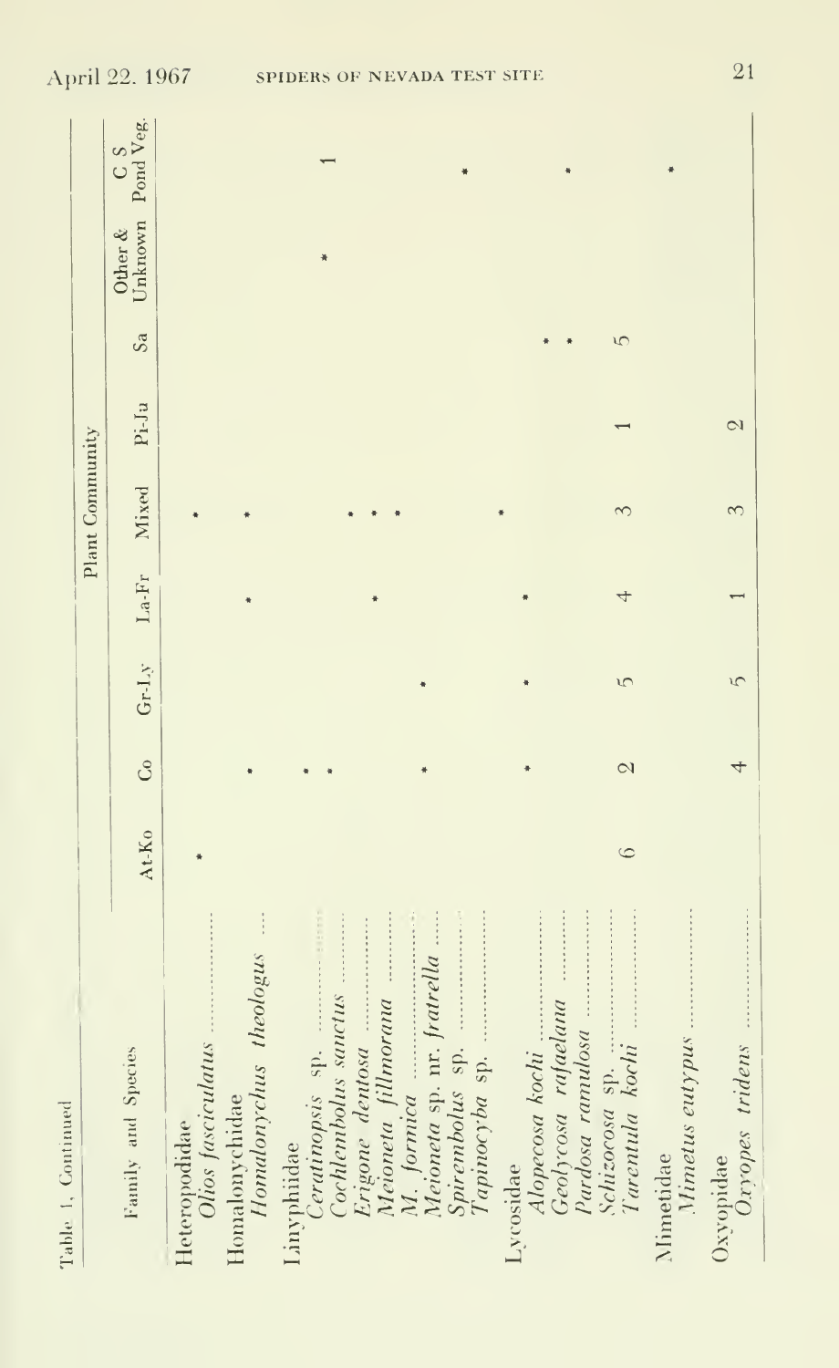Table 1, Continued

| Family and Species | Plant Community | | | | | | | | |
|---|---|---|---|---|---|---|---|---|---|
| | At-Ko | Co | Gr-Ly | La-Fr | Mixed | Pi-Ju | Sa | Other & Unknown | C S Pond Veg. |
| Heteropodidae | | | | | | | | | |
| *Olios fasciculatus* | * | | | | * | | | | |
| Homalonychidae | | | | | | | | | |
| *Homalonychus theologus* | | * | | * | * | | | | |
| Linyphiidae | | | | | | | | | |
| *Ceratinopsis* sp. | | * | | | | | | * | 1 |
| *Cochlembolus sanctus* | | * | | | | | | | |
| *Erigone dentosa* | | | | | * | | | | |
| *Meioneta fillmorana* | | | | * | * | | | | |
| *M. formica* | | | | | * | | | | |
| *Meioneta* sp. nr. *fratrella* | | * | * | | | | | | |
| *Spirembolus* sp. | | | | | | | | | * |
| *Tapinocyba* sp. | | | | | * | | | | |
| Lycosidae | | | | | | | | | |
| *Alopecosa kochi* | | * | * | * | | | * | | |
| *Geolycosa rafaelana* | | | | | | | * | | * |
| *Pardosa ramulosa* | | | | | | | | | |
| *Schizocosa* sp. | | | | | | | | | |
| *Tarentula kochi* | 6 | 2 | 5 | 4 | 3 | 1 | 5 | | |
| Mimetidae | | | | | | | | | |
| *Mimetus eutypus* | | | | | | | | | * |
| Oxyopidae | | | | | | | | | |
| *Oxyopes tridens* | | 4 | 5 | 1 | 3 | 2 | | | |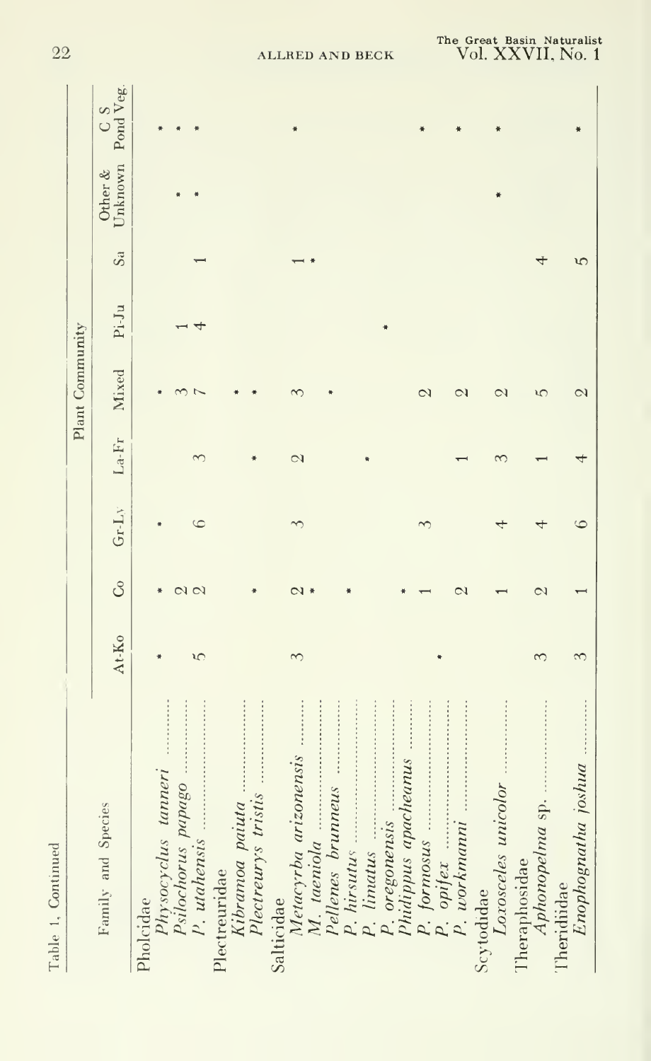Table 1, Continued

| Family and Species | Plant Community | | | | | | | | |
|---|---|---|---|---|---|---|---|---|---|
| | At-Ko | Co | Gr-Ly | La-Fr | Mixed | Pi-Ju | Sa | Other & Unknown | C S Pond Veg. |
| Pholcidae | | | | | | | | | |
| *Physocyclus tanneri* | * | * | * | | * | | | | * |
| *Psilochorus papago* | | 2 | | | 3 | 1 | | * | * |
| *P. utahensis* | 5 | 2 | 6 | 3 | 7 | 4 | 1 | * | * |
| Plectreuridae | | | | | | | | | |
| *Kibramoa paiuta* | | | | | * | | | | |
| *Plectreurys tristis* | | * | | * | * | | | | |
| Salticidae | | | | | | | | | |
| *Metacyrba arizonensis* | 3 | 2 | 3 | 2 | 3 | | 1 | | * |
| *M. taeniola* | | * | | | | | * | | |
| *Pellenes brunneus* | | | | | * | | | | |
| *P. hirsutus* | | * | | | | | | | |
| *P. limatus* | | | | * | | | | | |
| *P. oregonensis* | | | | | | * | | | |
| *Phidippus apacheanus* | | * | | | | | | | |
| *P. formosus* | | 1 | 3 | | 2 | | | | * |
| *P. opifex* | * | | | | | | | | |
| *P. workmanni* | | 2 | | 1 | 2 | | | | * |
| Scytodidae | | | | | | | | | |
| *Loxosceles unicolor* | | 1 | 4 | 3 | 2 | | | * | * |
| Theraphosidae | | | | | | | | | |
| *Aphonopelma* sp. | 3 | 2 | 4 | 1 | 5 | | 4 | | |
| Therididae | | | | | | | | | |
| *Enophognatha joshua* | 3 | 1 | 6 | 4 | 2 | | 5 | | * |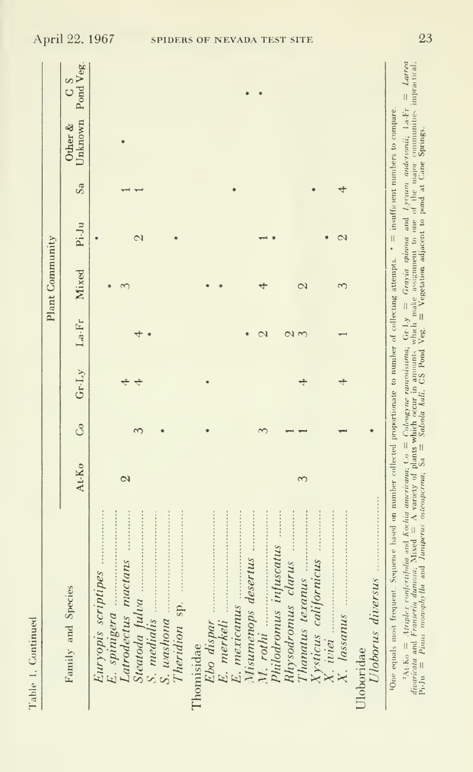Table 1, Continued

| Family and Species | Plant Community | | | | | | | | |
|---|---|---|---|---|---|---|---|---|---|
| | At-Ko | Co | Gr-Ly | La-Fr | Mixed | Pi-Ju | Sa | Other & Unknown | C S Pond Veg. |
| *Euryopis scriptipes* | | | | | | * | | | |
| *E. spinigera* | | | | | * | | | | |
| *Latrodectus mactans* | 2 | | 4 | | 3 | | 1 | * | |
| *Steatoda fulva* | | 3 | 4 | 4 | | 2 | 1 | | |
| *S. medialis* | | | | * | | | | | |
| *S. washona* | | * | | | | | | | |
| *Theridion* sp. | | | | | | * | | | |
| Thomisidae | | | | | | | | | |
| *Ebo dispar* | | * | * | | * | | | | |
| *E. merkeli* | | | | | * | | | | |
| *E. mexicanus* | | | | | | | * | | |
| *Misumenops desertus* | | | | * | | | | | * |
| *M. rothi* | | 3 | | 2 | 4 | 1 | | | * |
| *Philodromus infuscatus* | | | | | | * | | | |
| *Rhysodromus clarus* | | 1 | | 2 | | | | | |
| *Thanatus texanus* | 3 | 1 | 4 | 3 | 2 | | | | |
| *Xysticus californicus* | | | | | | | * | | |
| *X. iviei* | | | | | | * | | | |
| *X. lassanus* | | 1 | 4 | 1 | 3 | 2 | 4 | | |
| Uloboridae | | | | | | | | | |
| *Uloborus diversus* | | * | | | | | | | |

[1]One equals most frequent. Sequence based on number collected proportionate to number of collecting attempts. * = insufficient numbers to compare.

[2]At-Ko = *Atriplex confertifolia* and *Kochia americana*; Co = *Coleogyne ramosissima*; Gr-Ly = *Grayia spinosa* and *Lycium andersonii*; La-Fr = *Larrea divaricata* and *Franseria dumosa*; Mixed = A variety of plants which occur in amounts which make assignment to one of the major communities impractical; Pi-Ju = *Pinus monophylla* and *Juniperus osteosperma*; Sa = *Salsola kali*. CS Pond Veg. = Vegetation adjacent to pond at Cane Springs.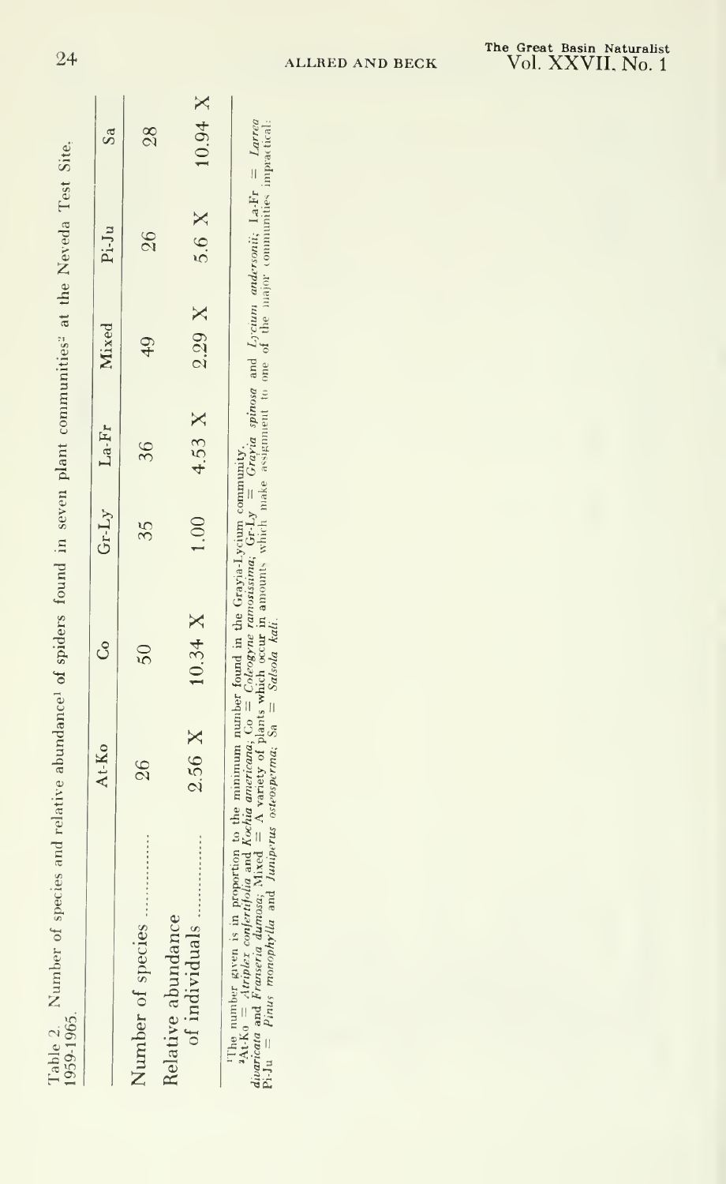Table 2. Number of species and relative abundance[1] of spiders found in seven plant communities[2] at the Neveda Test Site, 1959-1965.

| | At-Ko | Co | Gr-Ly | La-Fr | Mixed | Pi-Ju | Sa |
|---|---|---|---|---|---|---|---|
| Number of species | 26 | 50 | 35 | 36 | 49 | 26 | 28 |
| Relative abundance of individuals | 2.56 X | 10.34 X | 1.00 | 4.53 X | 2.29 X | 5.6 X | 10.94 X |

[1]The number given is in proportion to the minimum number found in the Grayia-Lycium community.
[2]At-Ko = *Atriplex confertifolia* and *Kochia americana*; Co = *Coleogyne ramosissima*; Gr-Ly = *Grayia spinosa* and *Lycium andersonii*; La-Fr = *Larrea divaricata* and *Franseria dumosa*; Mixed = A variety of plants which occur in amounts which make assignment to one of the major communities impractical; Pi-Ju = *Pinus monophylla* and *Juniperus osteosperma*; Sa = *Salsola kali*.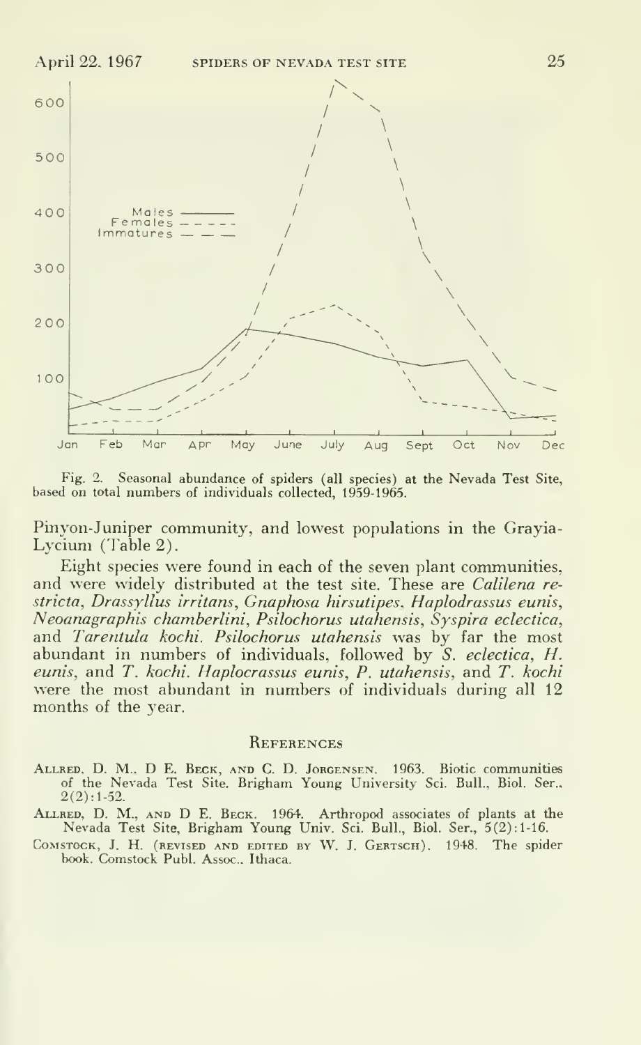600

500

400

300

200

100

Males ———
Females - - - - -
Immatures — — —

Jan Feb Mar Apr May June July Aug Sept Oct Nov Dec

Fig. 2. Seasonal abundance of spiders (all species) at the Nevada Test Site, based on total numbers of individuals collected, 1959-1965.

Pinyon-Juniper community, and lowest populations in the Grayia-Lycium (Table 2).

Eight species were found in each of the seven plant communities, and were widely distributed at the test site. These are *Calilena restricta*, *Drassyllus irritans*, *Gnaphosa hirsutipes*, *Haplodrassus eunis*, *Neoanagraphis chamberlini*, *Psilochorus utahensis*, *Syspira eclectica*, and *Tarentula kochi*. *Psilochorus utahensis* was by far the most abundant in numbers of individuals, followed by *S. eclectica*, *H. eunis*, and *T. kochi*. *Haplocrassus eunis*, *P. utahensis*, and *T. kochi* were the most abundant in numbers of individuals during all 12 months of the year.

## References

Allred, D. M., D E. Beck, and C. D. Jorgensen. 1963. Biotic communities of the Nevada Test Site. Brigham Young University Sci. Bull., Biol. Ser., 2(2):1-52.

Allred, D. M., and D E. Beck. 1964. Arthropod associates of plants at the Nevada Test Site, Brigham Young Univ. Sci. Bull., Biol. Ser., 5(2):1-16.

Comstock, J. H. (revised and edited by W. J. Gertsch). 1948. The spider book. Comstock Publ. Assoc., Ithaca.